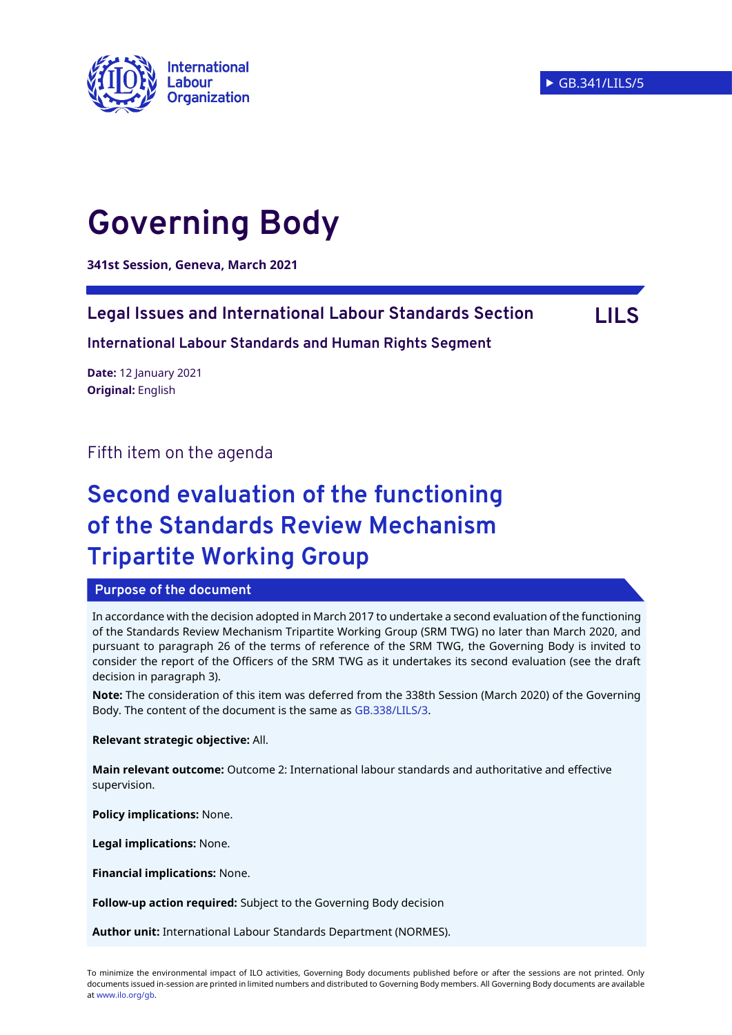International Labour Organization

▶ GB.341/LILS/5

# Governing Body

**341st Session, Geneva, March 2021**

## Legal Issues and International Labour Standards Section — LILS

**International Labour Standards and Human Rights Segment**

**Date:** 12 January 2021
**Original:** English

Fifth item on the agenda

# Second evaluation of the functioning of the Standards Review Mechanism Tripartite Working Group

**Purpose of the document**

In accordance with the decision adopted in March 2017 to undertake a second evaluation of the functioning of the Standards Review Mechanism Tripartite Working Group (SRM TWG) no later than March 2020, and pursuant to paragraph 26 of the terms of reference of the SRM TWG, the Governing Body is invited to consider the report of the Officers of the SRM TWG as it undertakes its second evaluation (see the draft decision in paragraph 3).

**Note:** The consideration of this item was deferred from the 338th Session (March 2020) of the Governing Body. The content of the document is the same as GB.338/LILS/3.

**Relevant strategic objective:** All.

**Main relevant outcome:** Outcome 2: International labour standards and authoritative and effective supervision.

**Policy implications:** None.

**Legal implications:** None.

**Financial implications:** None.

**Follow-up action required:** Subject to the Governing Body decision

**Author unit:** International Labour Standards Department (NORMES).

To minimize the environmental impact of ILO activities, Governing Body documents published before or after the sessions are not printed. Only documents issued in-session are printed in limited numbers and distributed to Governing Body members. All Governing Body documents are available at www.ilo.org/gb.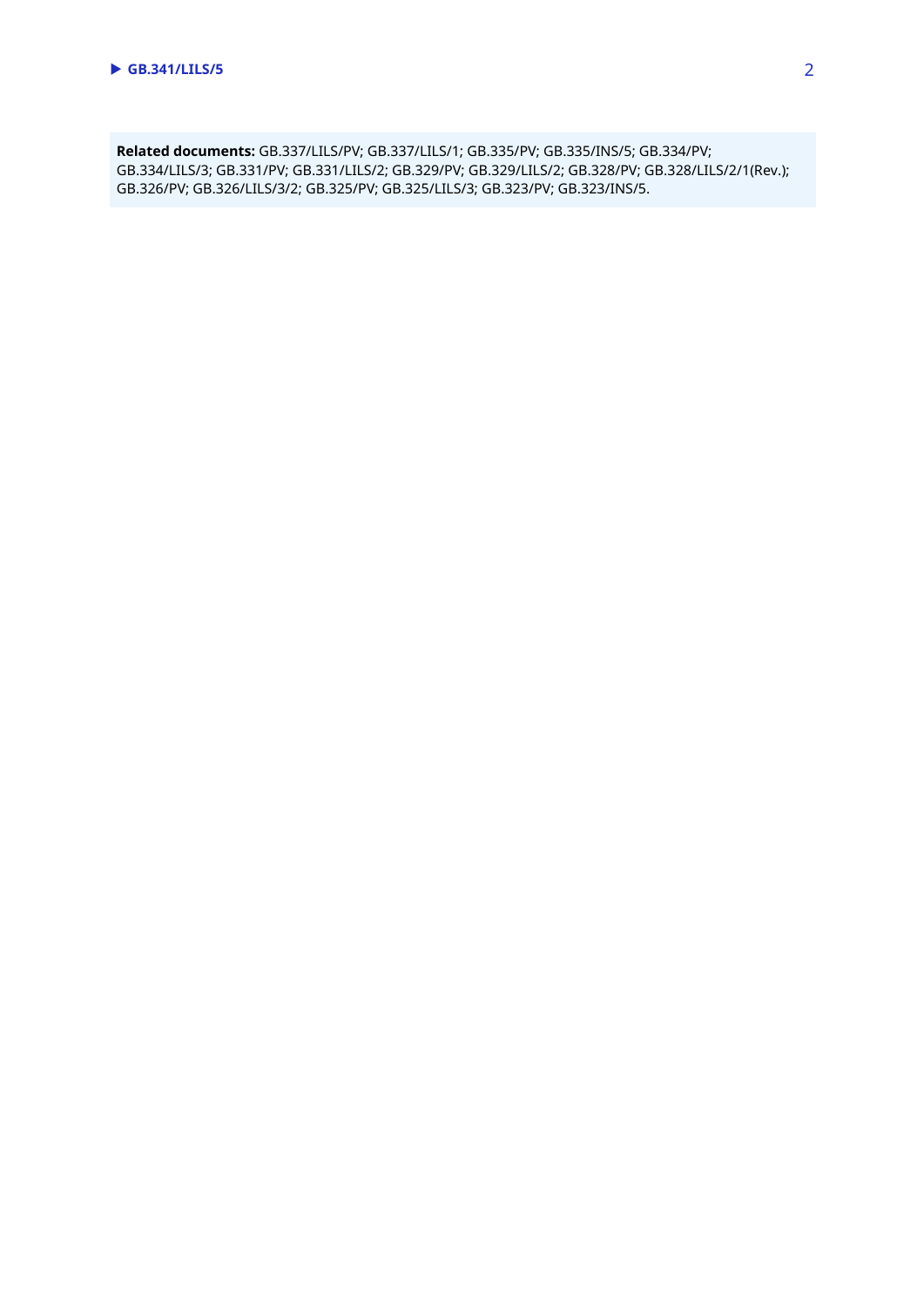**Related documents:** GB.337/LILS/PV; GB.337/LILS/1; GB.335/PV; GB.335/INS/5; GB.334/PV; GB.334/LILS/3; GB.331/PV; GB.331/LILS/2; GB.329/PV; GB.329/LILS/2; GB.328/PV; GB.328/LILS/2/1(Rev.); GB.326/PV; GB.326/LILS/3/2; GB.325/PV; GB.325/LILS/3; GB.323/PV; GB.323/INS/5.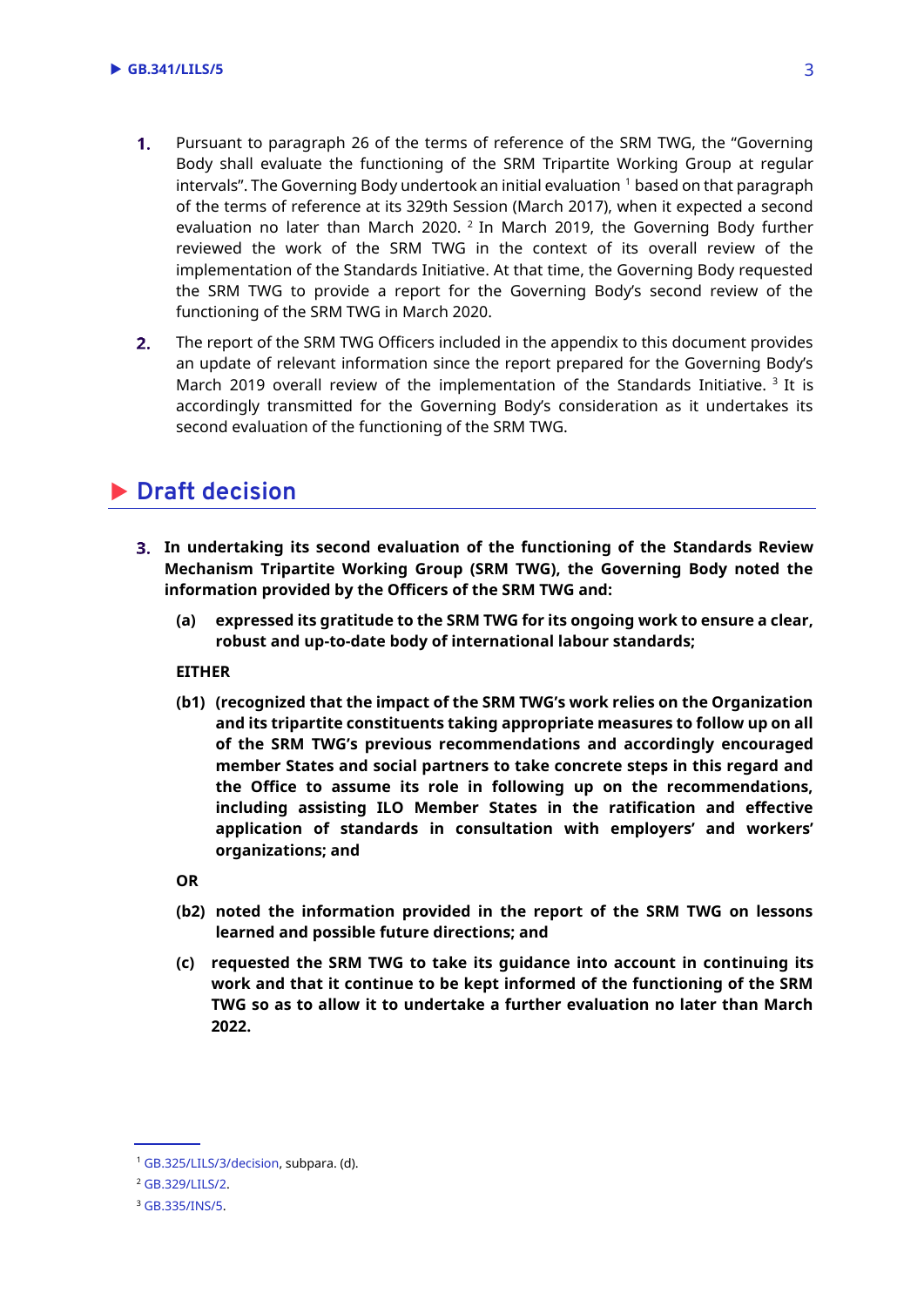1. Pursuant to paragraph 26 of the terms of reference of the SRM TWG, the "Governing Body shall evaluate the functioning of the SRM Tripartite Working Group at regular intervals". The Governing Body undertook an initial evaluation [1] based on that paragraph of the terms of reference at its 329th Session (March 2017), when it expected a second evaluation no later than March 2020. [2] In March 2019, the Governing Body further reviewed the work of the SRM TWG in the context of its overall review of the implementation of the Standards Initiative. At that time, the Governing Body requested the SRM TWG to provide a report for the Governing Body's second review of the functioning of the SRM TWG in March 2020.

2. The report of the SRM TWG Officers included in the appendix to this document provides an update of relevant information since the report prepared for the Governing Body's March 2019 overall review of the implementation of the Standards Initiative. [3] It is accordingly transmitted for the Governing Body's consideration as it undertakes its second evaluation of the functioning of the SRM TWG.

## Draft decision

3. **In undertaking its second evaluation of the functioning of the Standards Review Mechanism Tripartite Working Group (SRM TWG), the Governing Body noted the information provided by the Officers of the SRM TWG and:**

   **(a) expressed its gratitude to the SRM TWG for its ongoing work to ensure a clear, robust and up-to-date body of international labour standards;**

   **EITHER**

   **(b1) (recognized that the impact of the SRM TWG's work relies on the Organization and its tripartite constituents taking appropriate measures to follow up on all of the SRM TWG's previous recommendations and accordingly encouraged member States and social partners to take concrete steps in this regard and the Office to assume its role in following up on the recommendations, including assisting ILO Member States in the ratification and effective application of standards in consultation with employers' and workers' organizations; and**

   **OR**

   **(b2) noted the information provided in the report of the SRM TWG on lessons learned and possible future directions; and**

   **(c) requested the SRM TWG to take its guidance into account in continuing its work and that it continue to be kept informed of the functioning of the SRM TWG so as to allow it to undertake a further evaluation no later than March 2022.**

---

[1] GB.325/LILS/3/decision, subpara. (d).

[2] GB.329/LILS/2.

[3] GB.335/INS/5.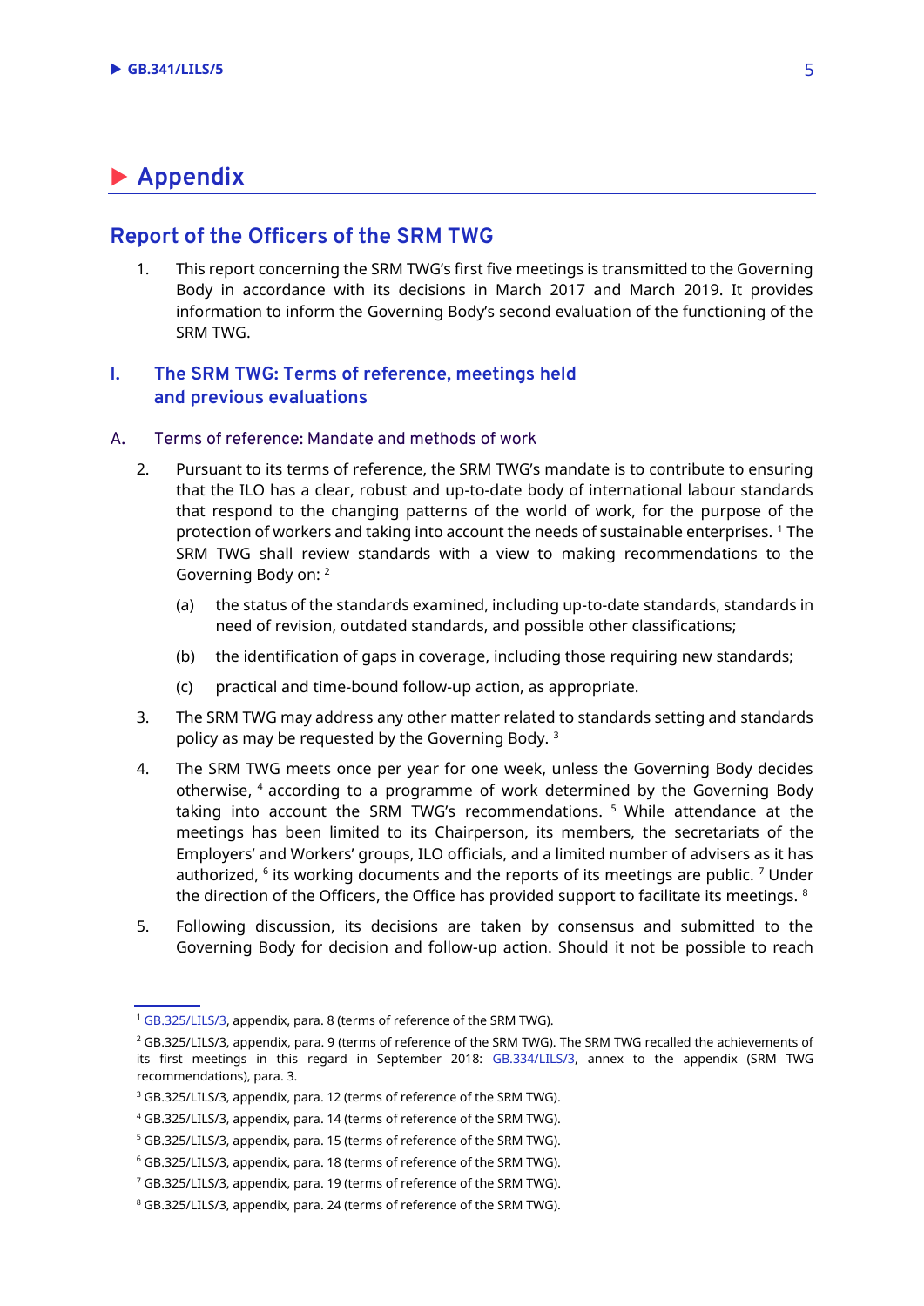# Appendix

## Report of the Officers of the SRM TWG

1. This report concerning the SRM TWG's first five meetings is transmitted to the Governing Body in accordance with its decisions in March 2017 and March 2019. It provides information to inform the Governing Body's second evaluation of the functioning of the SRM TWG.

### I. The SRM TWG: Terms of reference, meetings held and previous evaluations

#### A. Terms of reference: Mandate and methods of work

2. Pursuant to its terms of reference, the SRM TWG's mandate is to contribute to ensuring that the ILO has a clear, robust and up-to-date body of international labour standards that respond to the changing patterns of the world of work, for the purpose of the protection of workers and taking into account the needs of sustainable enterprises. [1] The SRM TWG shall review standards with a view to making recommendations to the Governing Body on: [2]

   (a) the status of the standards examined, including up-to-date standards, standards in need of revision, outdated standards, and possible other classifications;

   (b) the identification of gaps in coverage, including those requiring new standards;

   (c) practical and time-bound follow-up action, as appropriate.

3. The SRM TWG may address any other matter related to standards setting and standards policy as may be requested by the Governing Body. [3]

4. The SRM TWG meets once per year for one week, unless the Governing Body decides otherwise, [4] according to a programme of work determined by the Governing Body taking into account the SRM TWG's recommendations. [5] While attendance at the meetings has been limited to its Chairperson, its members, the secretariats of the Employers' and Workers' groups, ILO officials, and a limited number of advisers as it has authorized, [6] its working documents and the reports of its meetings are public. [7] Under the direction of the Officers, the Office has provided support to facilitate its meetings. [8]

5. Following discussion, its decisions are taken by consensus and submitted to the Governing Body for decision and follow-up action. Should it not be possible to reach

---

[1] GB.325/LILS/3, appendix, para. 8 (terms of reference of the SRM TWG).

[2] GB.325/LILS/3, appendix, para. 9 (terms of reference of the SRM TWG). The SRM TWG recalled the achievements of its first meetings in this regard in September 2018: GB.334/LILS/3, annex to the appendix (SRM TWG recommendations), para. 3.

[3] GB.325/LILS/3, appendix, para. 12 (terms of reference of the SRM TWG).

[4] GB.325/LILS/3, appendix, para. 14 (terms of reference of the SRM TWG).

[5] GB.325/LILS/3, appendix, para. 15 (terms of reference of the SRM TWG).

[6] GB.325/LILS/3, appendix, para. 18 (terms of reference of the SRM TWG).

[7] GB.325/LILS/3, appendix, para. 19 (terms of reference of the SRM TWG).

[8] GB.325/LILS/3, appendix, para. 24 (terms of reference of the SRM TWG).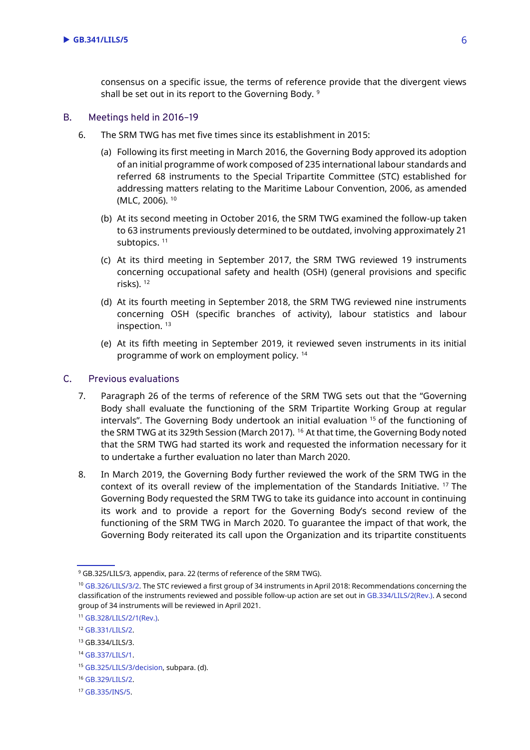consensus on a specific issue, the terms of reference provide that the divergent views shall be set out in its report to the Governing Body. [9]

## B. Meetings held in 2016–19

6. The SRM TWG has met five times since its establishment in 2015:

   (a) Following its first meeting in March 2016, the Governing Body approved its adoption of an initial programme of work composed of 235 international labour standards and referred 68 instruments to the Special Tripartite Committee (STC) established for addressing matters relating to the Maritime Labour Convention, 2006, as amended (MLC, 2006). [10]

   (b) At its second meeting in October 2016, the SRM TWG examined the follow-up taken to 63 instruments previously determined to be outdated, involving approximately 21 subtopics. [11]

   (c) At its third meeting in September 2017, the SRM TWG reviewed 19 instruments concerning occupational safety and health (OSH) (general provisions and specific risks). [12]

   (d) At its fourth meeting in September 2018, the SRM TWG reviewed nine instruments concerning OSH (specific branches of activity), labour statistics and labour inspection. [13]

   (e) At its fifth meeting in September 2019, it reviewed seven instruments in its initial programme of work on employment policy. [14]

## C. Previous evaluations

7. Paragraph 26 of the terms of reference of the SRM TWG sets out that the "Governing Body shall evaluate the functioning of the SRM Tripartite Working Group at regular intervals". The Governing Body undertook an initial evaluation [15] of the functioning of the SRM TWG at its 329th Session (March 2017). [16] At that time, the Governing Body noted that the SRM TWG had started its work and requested the information necessary for it to undertake a further evaluation no later than March 2020.

8. In March 2019, the Governing Body further reviewed the work of the SRM TWG in the context of its overall review of the implementation of the Standards Initiative. [17] The Governing Body requested the SRM TWG to take its guidance into account in continuing its work and to provide a report for the Governing Body's second review of the functioning of the SRM TWG in March 2020. To guarantee the impact of that work, the Governing Body reiterated its call upon the Organization and its tripartite constituents

---

[9] GB.325/LILS/3, appendix, para. 22 (terms of reference of the SRM TWG).

[10] GB.326/LILS/3/2. The STC reviewed a first group of 34 instruments in April 2018: Recommendations concerning the classification of the instruments reviewed and possible follow-up action are set out in GB.334/LILS/2(Rev.). A second group of 34 instruments will be reviewed in April 2021.

[11] GB.328/LILS/2/1(Rev.).

[12] GB.331/LILS/2.

[13] GB.334/LILS/3.

[14] GB.337/LILS/1.

[15] GB.325/LILS/3/decision, subpara. (d).

[16] GB.329/LILS/2.

[17] GB.335/INS/5.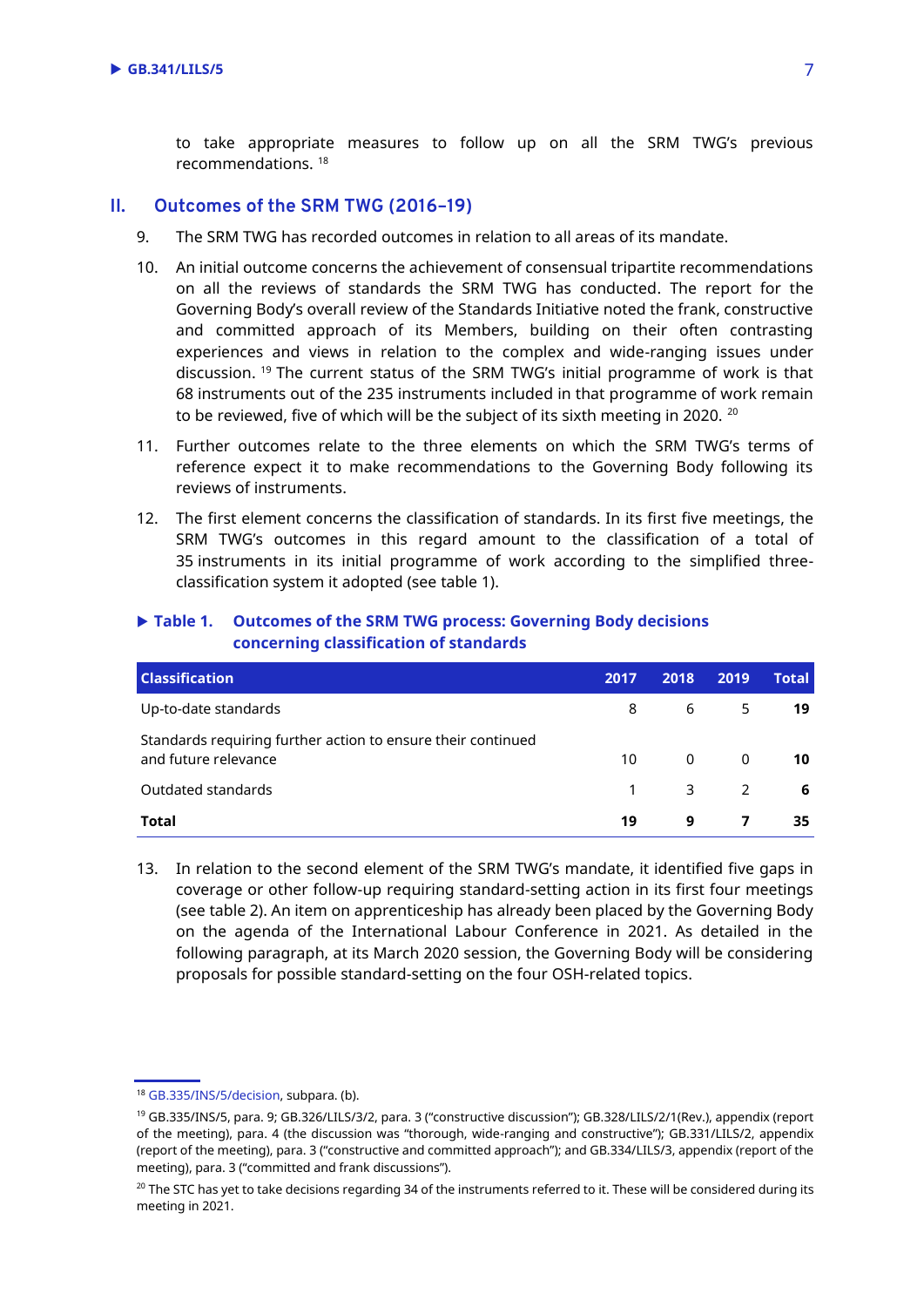to take appropriate measures to follow up on all the SRM TWG's previous recommendations. [18]

## II. Outcomes of the SRM TWG (2016–19)

9. The SRM TWG has recorded outcomes in relation to all areas of its mandate.

10. An initial outcome concerns the achievement of consensual tripartite recommendations on all the reviews of standards the SRM TWG has conducted. The report for the Governing Body's overall review of the Standards Initiative noted the frank, constructive and committed approach of its Members, building on their often contrasting experiences and views in relation to the complex and wide-ranging issues under discussion. [19] The current status of the SRM TWG's initial programme of work is that 68 instruments out of the 235 instruments included in that programme of work remain to be reviewed, five of which will be the subject of its sixth meeting in 2020. [20]

11. Further outcomes relate to the three elements on which the SRM TWG's terms of reference expect it to make recommendations to the Governing Body following its reviews of instruments.

12. The first element concerns the classification of standards. In its first five meetings, the SRM TWG's outcomes in this regard amount to the classification of a total of 35 instruments in its initial programme of work according to the simplified three-classification system it adopted (see table 1).

**Table 1. Outcomes of the SRM TWG process: Governing Body decisions concerning classification of standards**

| Classification | 2017 | 2018 | 2019 | Total |
|---|---|---|---|---|
| Up-to-date standards | 8 | 6 | 5 | **19** |
| Standards requiring further action to ensure their continued and future relevance | 10 | 0 | 0 | **10** |
| Outdated standards | 1 | 3 | 2 | **6** |
| **Total** | **19** | **9** | **7** | **35** |

13. In relation to the second element of the SRM TWG's mandate, it identified five gaps in coverage or other follow-up requiring standard-setting action in its first four meetings (see table 2). An item on apprenticeship has already been placed by the Governing Body on the agenda of the International Labour Conference in 2021. As detailed in the following paragraph, at its March 2020 session, the Governing Body will be considering proposals for possible standard-setting on the four OSH-related topics.

---

[18] GB.335/INS/5/decision, subpara. (b).

[19] GB.335/INS/5, para. 9; GB.326/LILS/3/2, para. 3 ("constructive discussion"); GB.328/LILS/2/1(Rev.), appendix (report of the meeting), para. 4 (the discussion was "thorough, wide-ranging and constructive"); GB.331/LILS/2, appendix (report of the meeting), para. 3 ("constructive and committed approach"); and GB.334/LILS/3, appendix (report of the meeting), para. 3 ("committed and frank discussions").

[20] The STC has yet to take decisions regarding 34 of the instruments referred to it. These will be considered during its meeting in 2021.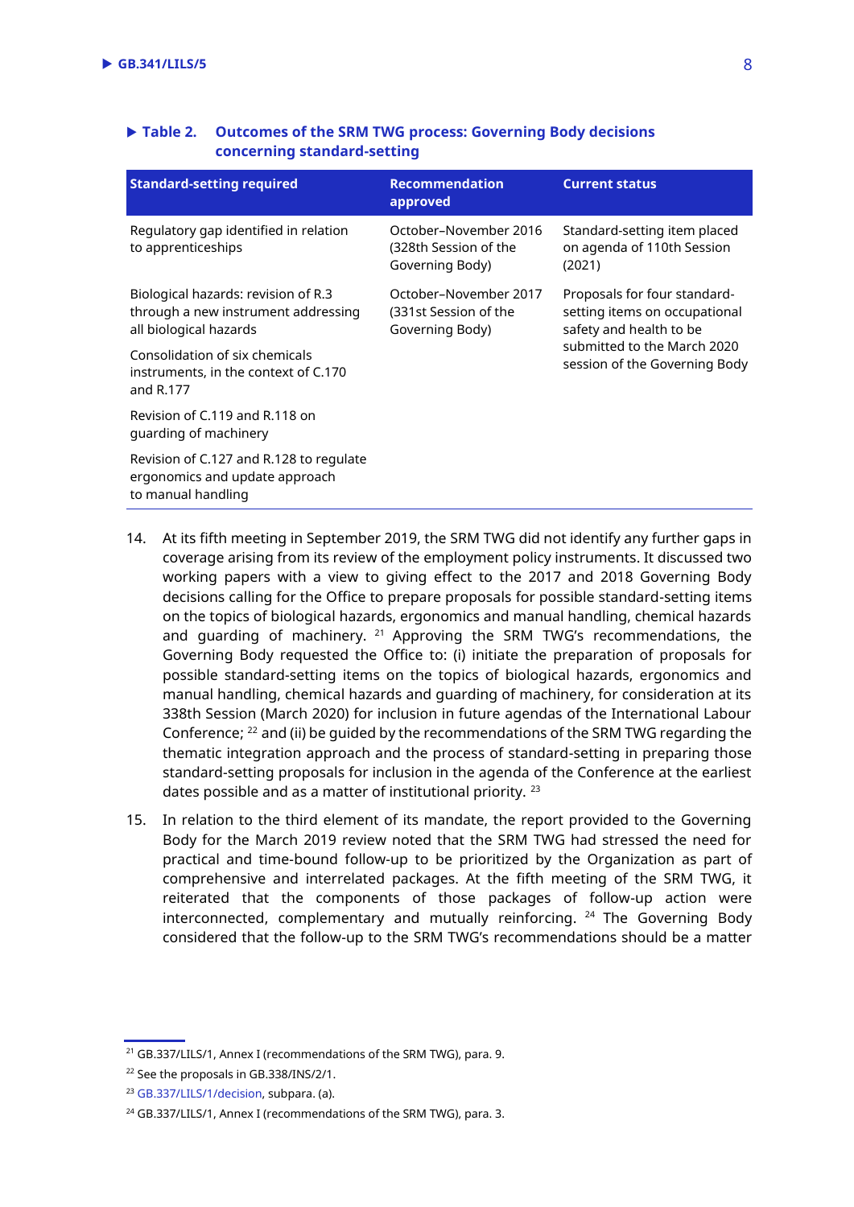**Table 2. Outcomes of the SRM TWG process: Governing Body decisions concerning standard-setting**

| Standard-setting required | Recommendation approved | Current status |
|---|---|---|
| Regulatory gap identified in relation to apprenticeships | October–November 2016 (328th Session of the Governing Body) | Standard-setting item placed on agenda of 110th Session (2021) |
| Biological hazards: revision of R.3 through a new instrument addressing all biological hazards | October–November 2017 (331st Session of the Governing Body) | Proposals for four standard-setting items on occupational safety and health to be submitted to the March 2020 session of the Governing Body |
| Consolidation of six chemicals instruments, in the context of C.170 and R.177 | | |
| Revision of C.119 and R.118 on guarding of machinery | | |
| Revision of C.127 and R.128 to regulate ergonomics and update approach to manual handling | | |

14. At its fifth meeting in September 2019, the SRM TWG did not identify any further gaps in coverage arising from its review of the employment policy instruments. It discussed two working papers with a view to giving effect to the 2017 and 2018 Governing Body decisions calling for the Office to prepare proposals for possible standard-setting items on the topics of biological hazards, ergonomics and manual handling, chemical hazards and guarding of machinery. [21] Approving the SRM TWG's recommendations, the Governing Body requested the Office to: (i) initiate the preparation of proposals for possible standard-setting items on the topics of biological hazards, ergonomics and manual handling, chemical hazards and guarding of machinery, for consideration at its 338th Session (March 2020) for inclusion in future agendas of the International Labour Conference; [22] and (ii) be guided by the recommendations of the SRM TWG regarding the thematic integration approach and the process of standard-setting in preparing those standard-setting proposals for inclusion in the agenda of the Conference at the earliest dates possible and as a matter of institutional priority. [23]

15. In relation to the third element of its mandate, the report provided to the Governing Body for the March 2019 review noted that the SRM TWG had stressed the need for practical and time-bound follow-up to be prioritized by the Organization as part of comprehensive and interrelated packages. At the fifth meeting of the SRM TWG, it reiterated that the components of those packages of follow-up action were interconnected, complementary and mutually reinforcing. [24] The Governing Body considered that the follow-up to the SRM TWG's recommendations should be a matter

---

[21] GB.337/LILS/1, Annex I (recommendations of the SRM TWG), para. 9.

[22] See the proposals in GB.338/INS/2/1.

[23] GB.337/LILS/1/decision, subpara. (a).

[24] GB.337/LILS/1, Annex I (recommendations of the SRM TWG), para. 3.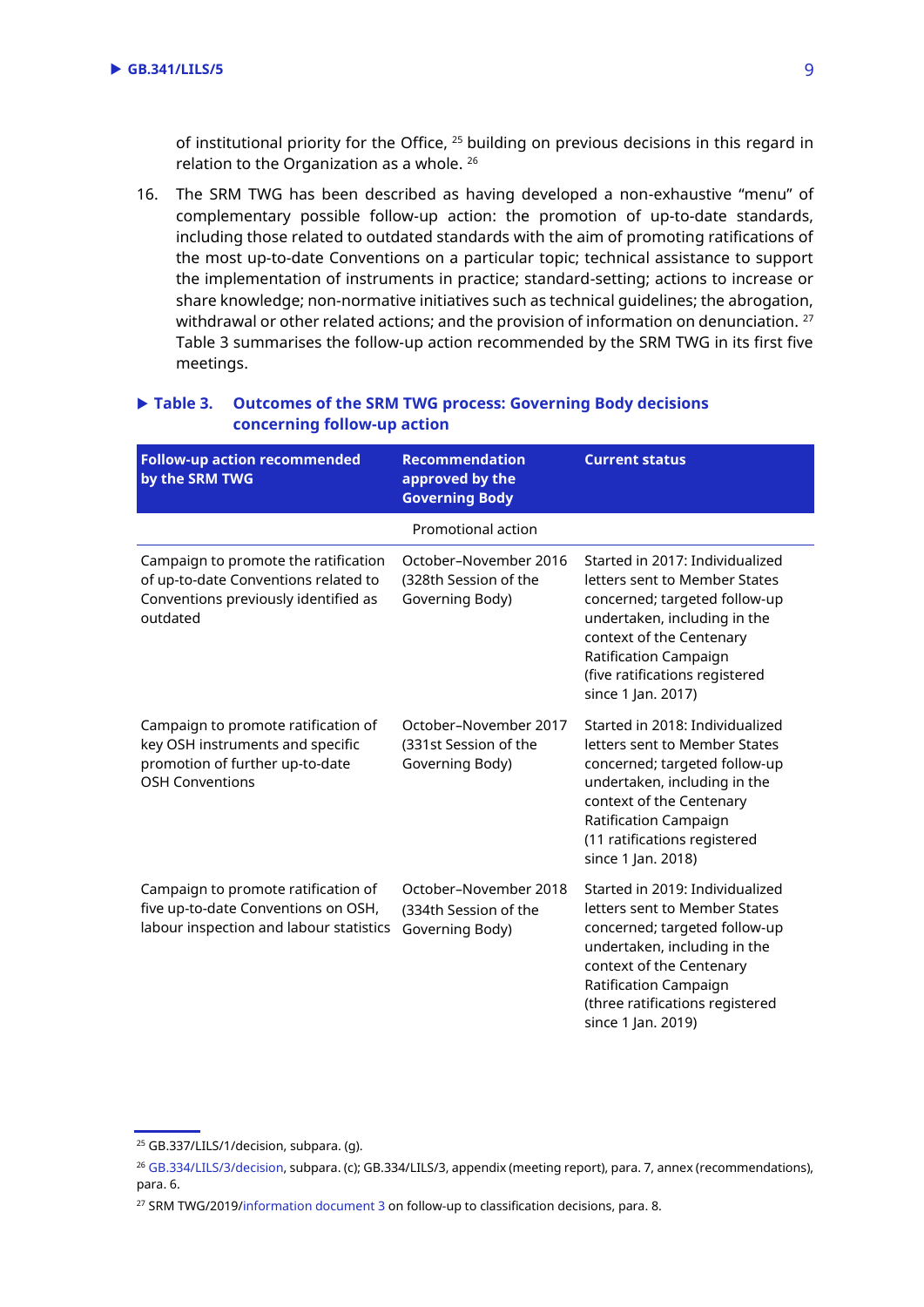of institutional priority for the Office, [25] building on previous decisions in this regard in relation to the Organization as a whole. [26]

16. The SRM TWG has been described as having developed a non-exhaustive "menu" of complementary possible follow-up action: the promotion of up-to-date standards, including those related to outdated standards with the aim of promoting ratifications of the most up-to-date Conventions on a particular topic; technical assistance to support the implementation of instruments in practice; standard-setting; actions to increase or share knowledge; non-normative initiatives such as technical guidelines; the abrogation, withdrawal or other related actions; and the provision of information on denunciation. [27] Table 3 summarises the follow-up action recommended by the SRM TWG in its first five meetings.

**Table 3. Outcomes of the SRM TWG process: Governing Body decisions concerning follow-up action**

| Follow-up action recommended by the SRM TWG | Recommendation approved by the Governing Body | Current status |
|---|---|---|
| | Promotional action | |
| Campaign to promote the ratification of up-to-date Conventions related to Conventions previously identified as outdated | October–November 2016 (328th Session of the Governing Body) | Started in 2017: Individualized letters sent to Member States concerned; targeted follow-up undertaken, including in the context of the Centenary Ratification Campaign (five ratifications registered since 1 Jan. 2017) |
| Campaign to promote ratification of key OSH instruments and specific promotion of further up-to-date OSH Conventions | October–November 2017 (331st Session of the Governing Body) | Started in 2018: Individualized letters sent to Member States concerned; targeted follow-up undertaken, including in the context of the Centenary Ratification Campaign (11 ratifications registered since 1 Jan. 2018) |
| Campaign to promote ratification of five up-to-date Conventions on OSH, labour inspection and labour statistics | October–November 2018 (334th Session of the Governing Body) | Started in 2019: Individualized letters sent to Member States concerned; targeted follow-up undertaken, including in the context of the Centenary Ratification Campaign (three ratifications registered since 1 Jan. 2019) |

[25] GB.337/LILS/1/decision, subpara. (g).

[26] GB.334/LILS/3/decision, subpara. (c); GB.334/LILS/3, appendix (meeting report), para. 7, annex (recommendations), para. 6.

[27] SRM TWG/2019/information document 3 on follow-up to classification decisions, para. 8.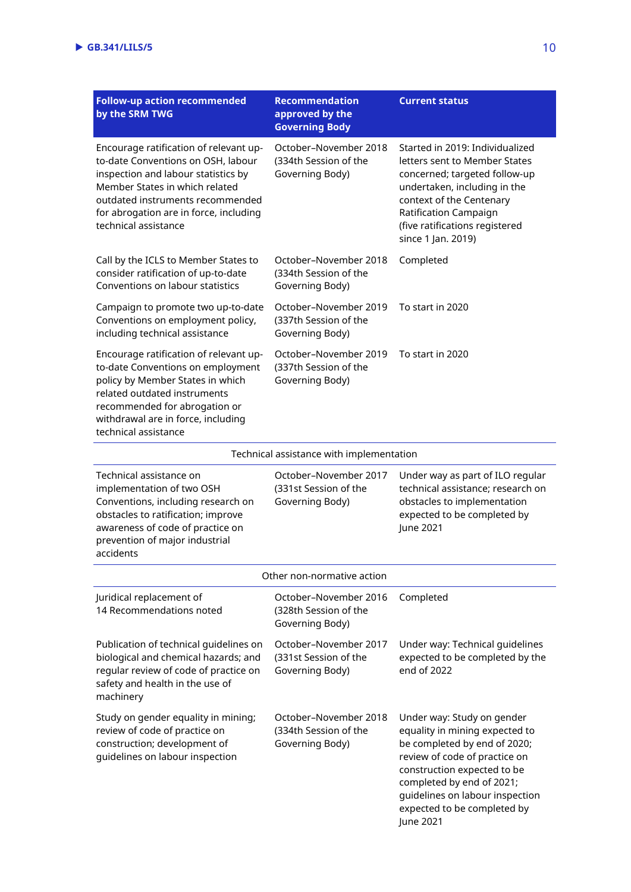| Follow-up action recommended by the SRM TWG | Recommendation approved by the Governing Body | Current status |
|---|---|---|
| Encourage ratification of relevant up-to-date Conventions on OSH, labour inspection and labour statistics by Member States in which related outdated instruments recommended for abrogation are in force, including technical assistance | October–November 2018 (334th Session of the Governing Body) | Started in 2019: Individualized letters sent to Member States concerned; targeted follow-up undertaken, including in the context of the Centenary Ratification Campaign (five ratifications registered since 1 Jan. 2019) |
| Call by the ICLS to Member States to consider ratification of up-to-date Conventions on labour statistics | October–November 2018 (334th Session of the Governing Body) | Completed |
| Campaign to promote two up-to-date Conventions on employment policy, including technical assistance | October–November 2019 (337th Session of the Governing Body) | To start in 2020 |
| Encourage ratification of relevant up-to-date Conventions on employment policy by Member States in which related outdated instruments recommended for abrogation or withdrawal are in force, including technical assistance | October–November 2019 (337th Session of the Governing Body) | To start in 2020 |
| Technical assistance with implementation | | |
| Technical assistance on implementation of two OSH Conventions, including research on obstacles to ratification; improve awareness of code of practice on prevention of major industrial accidents | October–November 2017 (331st Session of the Governing Body) | Under way as part of ILO regular technical assistance; research on obstacles to implementation expected to be completed by June 2021 |
| Other non-normative action | | |
| Juridical replacement of 14 Recommendations noted | October–November 2016 (328th Session of the Governing Body) | Completed |
| Publication of technical guidelines on biological and chemical hazards; and regular review of code of practice on safety and health in the use of machinery | October–November 2017 (331st Session of the Governing Body) | Under way: Technical guidelines expected to be completed by the end of 2022 |
| Study on gender equality in mining; review of code of practice on construction; development of guidelines on labour inspection | October–November 2018 (334th Session of the Governing Body) | Under way: Study on gender equality in mining expected to be completed by end of 2020; review of code of practice on construction expected to be completed by end of 2021; guidelines on labour inspection expected to be completed by June 2021 |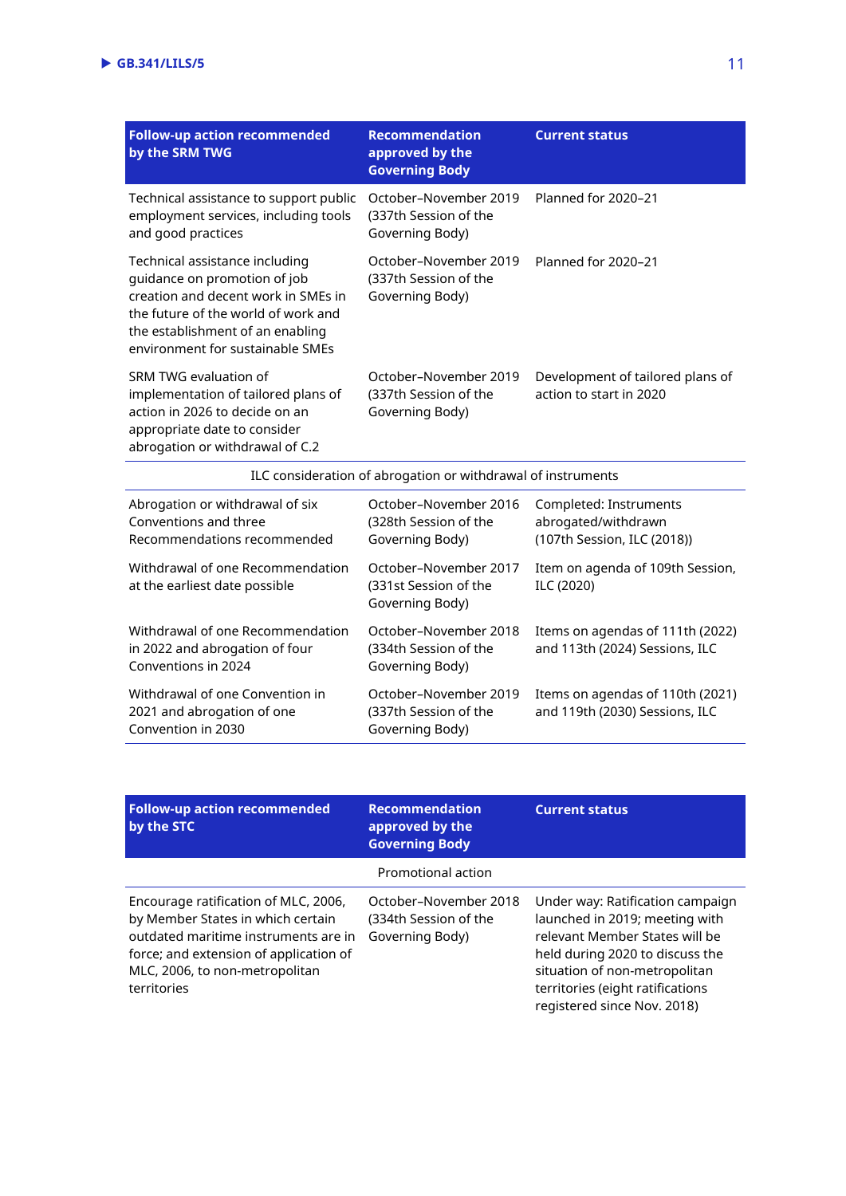| Follow-up action recommended by the SRM TWG | Recommendation approved by the Governing Body | Current status |
|---|---|---|
| Technical assistance to support public employment services, including tools and good practices | October–November 2019 (337th Session of the Governing Body) | Planned for 2020–21 |
| Technical assistance including guidance on promotion of job creation and decent work in SMEs in the future of the world of work and the establishment of an enabling environment for sustainable SMEs | October–November 2019 (337th Session of the Governing Body) | Planned for 2020–21 |
| SRM TWG evaluation of implementation of tailored plans of action in 2026 to decide on an appropriate date to consider abrogation or withdrawal of C.2 | October–November 2019 (337th Session of the Governing Body) | Development of tailored plans of action to start in 2020 |
| ILC consideration of abrogation or withdrawal of instruments | | |
| Abrogation or withdrawal of six Conventions and three Recommendations recommended | October–November 2016 (328th Session of the Governing Body) | Completed: Instruments abrogated/withdrawn (107th Session, ILC (2018)) |
| Withdrawal of one Recommendation at the earliest date possible | October–November 2017 (331st Session of the Governing Body) | Item on agenda of 109th Session, ILC (2020) |
| Withdrawal of one Recommendation in 2022 and abrogation of four Conventions in 2024 | October–November 2018 (334th Session of the Governing Body) | Items on agendas of 111th (2022) and 113th (2024) Sessions, ILC |
| Withdrawal of one Convention in 2021 and abrogation of one Convention in 2030 | October–November 2019 (337th Session of the Governing Body) | Items on agendas of 110th (2021) and 119th (2030) Sessions, ILC |

| Follow-up action recommended by the STC | Recommendation approved by the Governing Body | Current status |
|---|---|---|
| Promotional action | | |
| Encourage ratification of MLC, 2006, by Member States in which certain outdated maritime instruments are in force; and extension of application of MLC, 2006, to non-metropolitan territories | October–November 2018 (334th Session of the Governing Body) | Under way: Ratification campaign launched in 2019; meeting with relevant Member States will be held during 2020 to discuss the situation of non-metropolitan territories (eight ratifications registered since Nov. 2018) |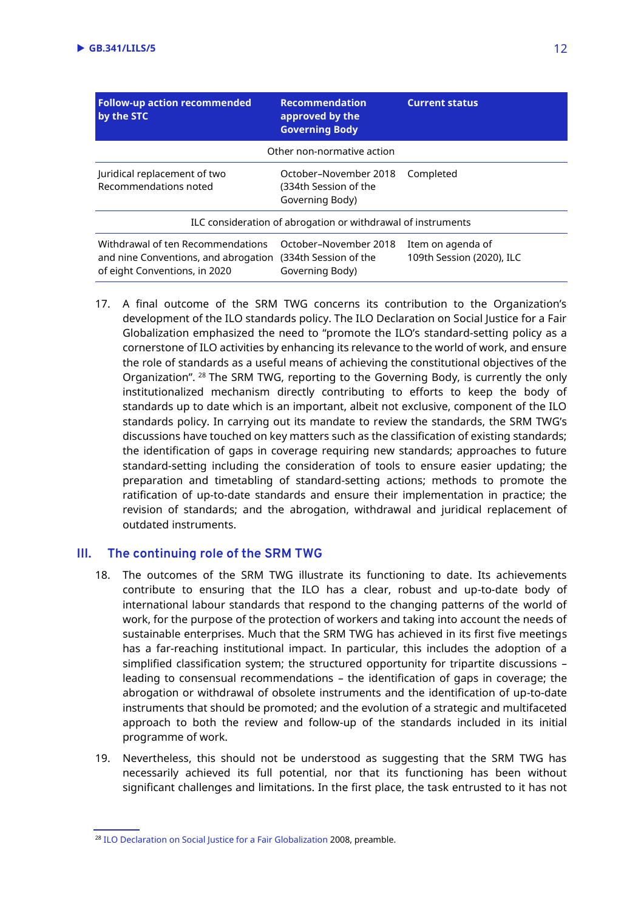| Follow-up action recommended by the STC | Recommendation approved by the Governing Body | Current status |
|---|---|---|
| | Other non-normative action | |
| Juridical replacement of two Recommendations noted | October–November 2018 (334th Session of the Governing Body) | Completed |
| | ILC consideration of abrogation or withdrawal of instruments | |
| Withdrawal of ten Recommendations and nine Conventions, and abrogation of eight Conventions, in 2020 | October–November 2018 (334th Session of the Governing Body) | Item on agenda of 109th Session (2020), ILC |

17. A final outcome of the SRM TWG concerns its contribution to the Organization's development of the ILO standards policy. The ILO Declaration on Social Justice for a Fair Globalization emphasized the need to "promote the ILO's standard-setting policy as a cornerstone of ILO activities by enhancing its relevance to the world of work, and ensure the role of standards as a useful means of achieving the constitutional objectives of the Organization". [28] The SRM TWG, reporting to the Governing Body, is currently the only institutionalized mechanism directly contributing to efforts to keep the body of standards up to date which is an important, albeit not exclusive, component of the ILO standards policy. In carrying out its mandate to review the standards, the SRM TWG's discussions have touched on key matters such as the classification of existing standards; the identification of gaps in coverage requiring new standards; approaches to future standard-setting including the consideration of tools to ensure easier updating; the preparation and timetabling of standard-setting actions; methods to promote the ratification of up-to-date standards and ensure their implementation in practice; the revision of standards; and the abrogation, withdrawal and juridical replacement of outdated instruments.

## III. The continuing role of the SRM TWG

18. The outcomes of the SRM TWG illustrate its functioning to date. Its achievements contribute to ensuring that the ILO has a clear, robust and up-to-date body of international labour standards that respond to the changing patterns of the world of work, for the purpose of the protection of workers and taking into account the needs of sustainable enterprises. Much that the SRM TWG has achieved in its first five meetings has a far-reaching institutional impact. In particular, this includes the adoption of a simplified classification system; the structured opportunity for tripartite discussions – leading to consensual recommendations – the identification of gaps in coverage; the abrogation or withdrawal of obsolete instruments and the identification of up-to-date instruments that should be promoted; and the evolution of a strategic and multifaceted approach to both the review and follow-up of the standards included in its initial programme of work.

19. Nevertheless, this should not be understood as suggesting that the SRM TWG has necessarily achieved its full potential, nor that its functioning has been without significant challenges and limitations. In the first place, the task entrusted to it has not

[28] ILO Declaration on Social Justice for a Fair Globalization 2008, preamble.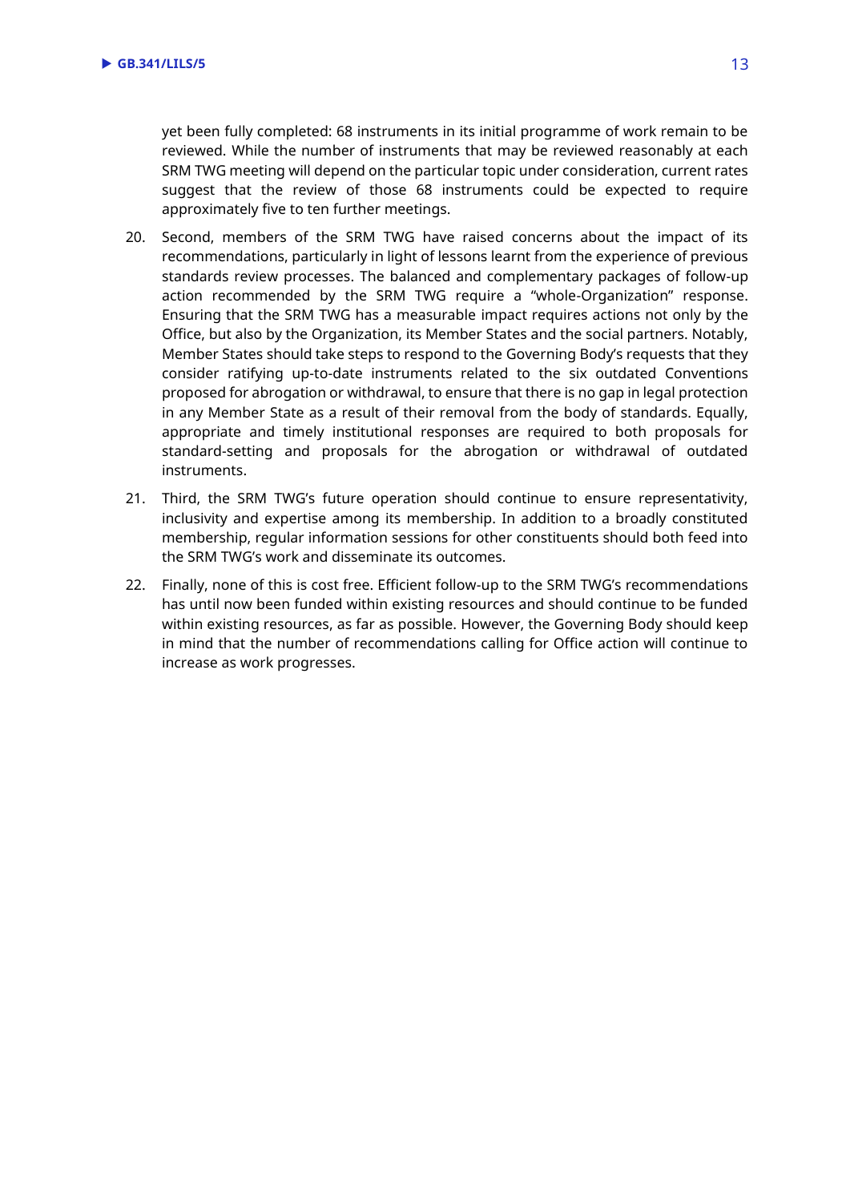yet been fully completed: 68 instruments in its initial programme of work remain to be reviewed. While the number of instruments that may be reviewed reasonably at each SRM TWG meeting will depend on the particular topic under consideration, current rates suggest that the review of those 68 instruments could be expected to require approximately five to ten further meetings.

20. Second, members of the SRM TWG have raised concerns about the impact of its recommendations, particularly in light of lessons learnt from the experience of previous standards review processes. The balanced and complementary packages of follow-up action recommended by the SRM TWG require a "whole-Organization" response. Ensuring that the SRM TWG has a measurable impact requires actions not only by the Office, but also by the Organization, its Member States and the social partners. Notably, Member States should take steps to respond to the Governing Body's requests that they consider ratifying up-to-date instruments related to the six outdated Conventions proposed for abrogation or withdrawal, to ensure that there is no gap in legal protection in any Member State as a result of their removal from the body of standards. Equally, appropriate and timely institutional responses are required to both proposals for standard-setting and proposals for the abrogation or withdrawal of outdated instruments.

21. Third, the SRM TWG's future operation should continue to ensure representativity, inclusivity and expertise among its membership. In addition to a broadly constituted membership, regular information sessions for other constituents should both feed into the SRM TWG's work and disseminate its outcomes.

22. Finally, none of this is cost free. Efficient follow-up to the SRM TWG's recommendations has until now been funded within existing resources and should continue to be funded within existing resources, as far as possible. However, the Governing Body should keep in mind that the number of recommendations calling for Office action will continue to increase as work progresses.